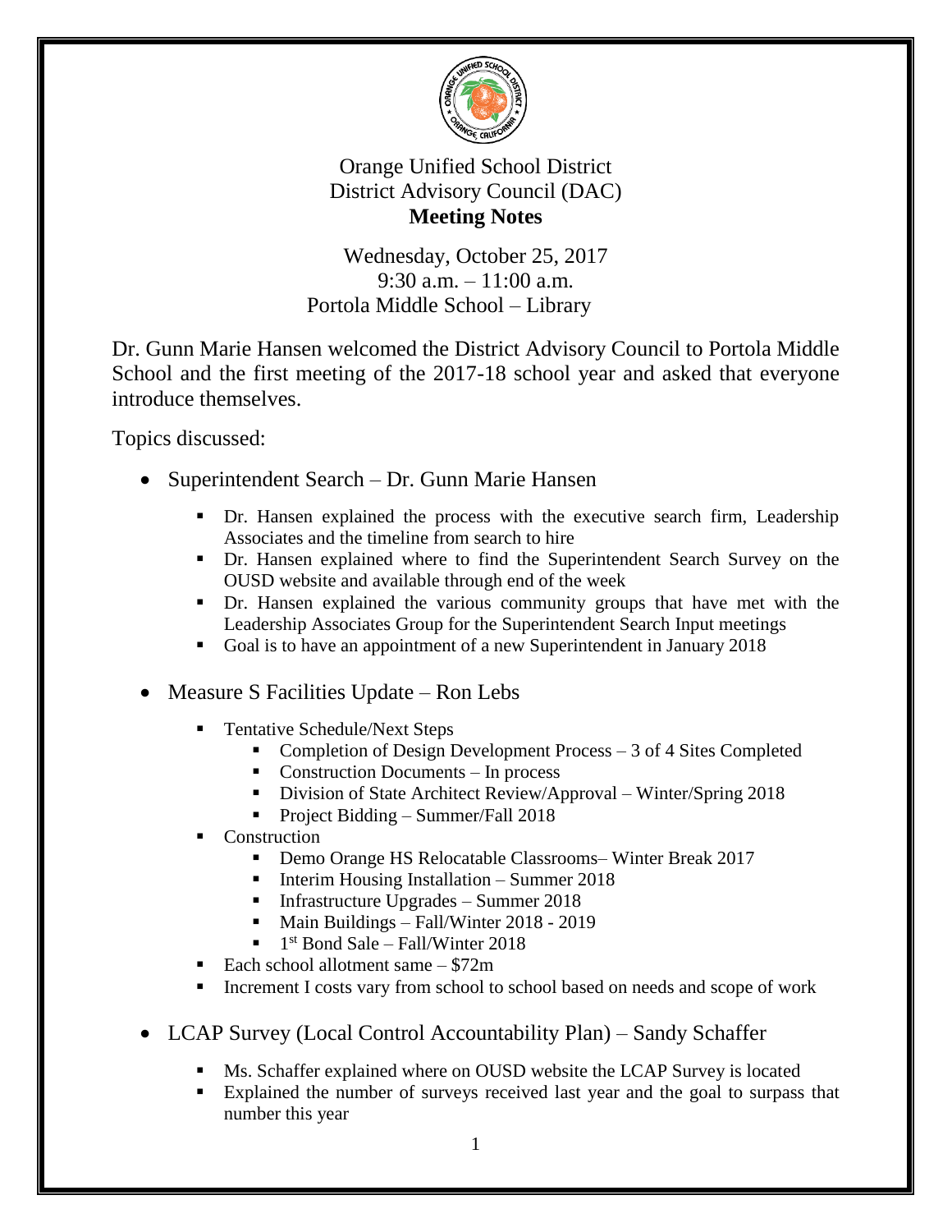Orange Unified School District
District Advisory Council (DAC)
**Meeting Notes**

Wednesday, October 25, 2017
9:30 a.m. – 11:00 a.m.
Portola Middle School – Library

Dr. Gunn Marie Hansen welcomed the District Advisory Council to Portola Middle School and the first meeting of the 2017-18 school year and asked that everyone introduce themselves.

Topics discussed:

- Superintendent Search – Dr. Gunn Marie Hansen
  - Dr. Hansen explained the process with the executive search firm, Leadership Associates and the timeline from search to hire
  - Dr. Hansen explained where to find the Superintendent Search Survey on the OUSD website and available through end of the week
  - Dr. Hansen explained the various community groups that have met with the Leadership Associates Group for the Superintendent Search Input meetings
  - Goal is to have an appointment of a new Superintendent in January 2018
- Measure S Facilities Update – Ron Lebs
  - Tentative Schedule/Next Steps
    - Completion of Design Development Process – 3 of 4 Sites Completed
    - Construction Documents – In process
    - Division of State Architect Review/Approval – Winter/Spring 2018
    - Project Bidding – Summer/Fall 2018
  - Construction
    - Demo Orange HS Relocatable Classrooms– Winter Break 2017
    - Interim Housing Installation – Summer 2018
    - Infrastructure Upgrades – Summer 2018
    - Main Buildings – Fall/Winter 2018 - 2019
    - 1st Bond Sale – Fall/Winter 2018
  - Each school allotment same – $72m
  - Increment I costs vary from school to school based on needs and scope of work
- LCAP Survey (Local Control Accountability Plan) – Sandy Schaffer
  - Ms. Schaffer explained where on OUSD website the LCAP Survey is located
  - Explained the number of surveys received last year and the goal to surpass that number this year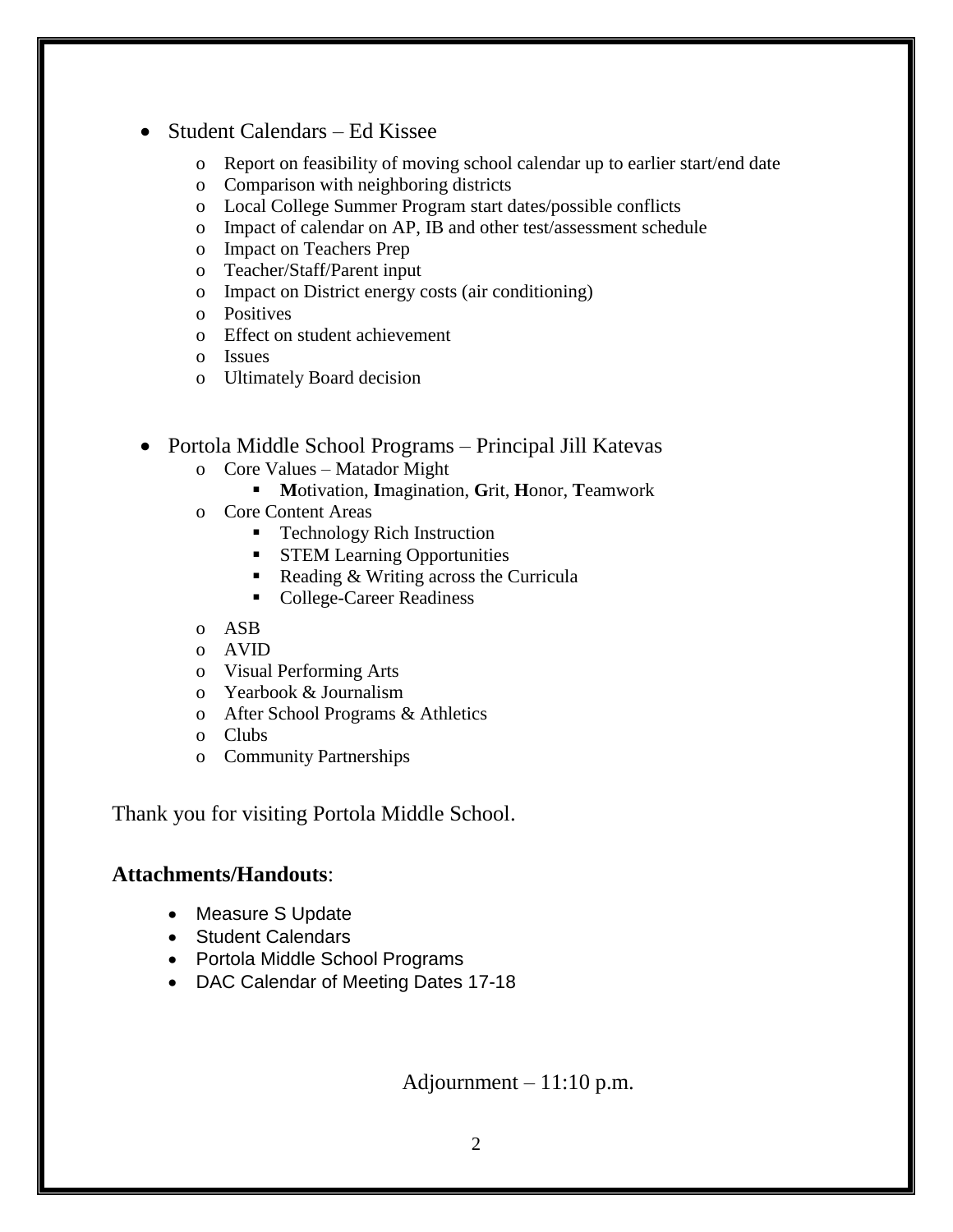- Student Calendars – Ed Kissee
  - Report on feasibility of moving school calendar up to earlier start/end date
  - Comparison with neighboring districts
  - Local College Summer Program start dates/possible conflicts
  - Impact of calendar on AP, IB and other test/assessment schedule
  - Impact on Teachers Prep
  - Teacher/Staff/Parent input
  - Impact on District energy costs (air conditioning)
  - Positives
  - Effect on student achievement
  - Issues
  - Ultimately Board decision

- Portola Middle School Programs – Principal Jill Katevas
  - Core Values – Matador Might
    - **M**otivation, **I**magination, **G**rit, **H**onor, **T**eamwork
  - Core Content Areas
    - Technology Rich Instruction
    - STEM Learning Opportunities
    - Reading & Writing across the Curricula
    - College-Career Readiness
  - ASB
  - AVID
  - Visual Performing Arts
  - Yearbook & Journalism
  - After School Programs & Athletics
  - Clubs
  - Community Partnerships

Thank you for visiting Portola Middle School.

**Attachments/Handouts**:

- Measure S Update
- Student Calendars
- Portola Middle School Programs
- DAC Calendar of Meeting Dates 17-18

Adjournment – 11:10 p.m.